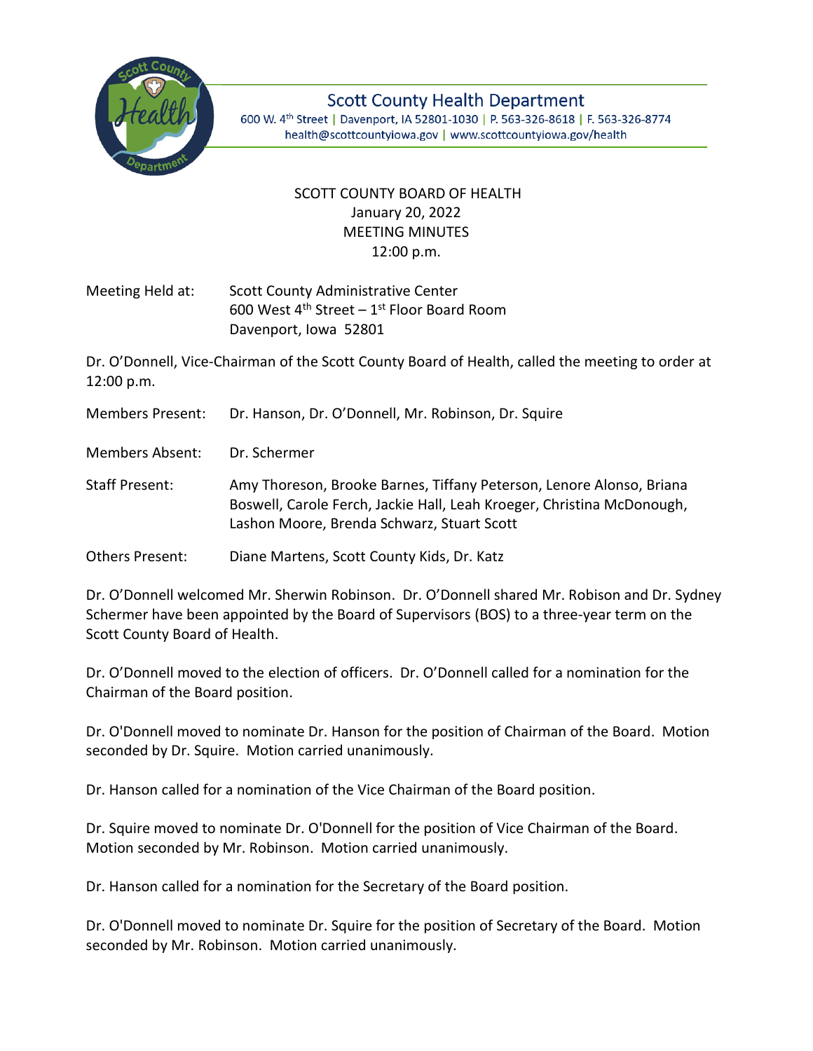Scott County Health Department
600 W. 4th Street | Davenport, IA 52801-1030 | P. 563-326-8618 | F. 563-326-8774
health@scottcountyiowa.gov | www.scottcountyiowa.gov/health

# SCOTT COUNTY BOARD OF HEALTH
January 20, 2022
MEETING MINUTES
12:00 p.m.

Meeting Held at: Scott County Administrative Center
600 West 4th Street – 1st Floor Board Room
Davenport, Iowa 52801

Dr. O'Donnell, Vice-Chairman of the Scott County Board of Health, called the meeting to order at 12:00 p.m.

Members Present: Dr. Hanson, Dr. O'Donnell, Mr. Robinson, Dr. Squire

Members Absent: Dr. Schermer

Staff Present: Amy Thoreson, Brooke Barnes, Tiffany Peterson, Lenore Alonso, Briana Boswell, Carole Ferch, Jackie Hall, Leah Kroeger, Christina McDonough, Lashon Moore, Brenda Schwarz, Stuart Scott

Others Present: Diane Martens, Scott County Kids, Dr. Katz

Dr. O'Donnell welcomed Mr. Sherwin Robinson. Dr. O'Donnell shared Mr. Robison and Dr. Sydney Schermer have been appointed by the Board of Supervisors (BOS) to a three-year term on the Scott County Board of Health.

Dr. O'Donnell moved to the election of officers. Dr. O'Donnell called for a nomination for the Chairman of the Board position.

Dr. O'Donnell moved to nominate Dr. Hanson for the position of Chairman of the Board. Motion seconded by Dr. Squire. Motion carried unanimously.

Dr. Hanson called for a nomination of the Vice Chairman of the Board position.

Dr. Squire moved to nominate Dr. O'Donnell for the position of Vice Chairman of the Board. Motion seconded by Mr. Robinson. Motion carried unanimously.

Dr. Hanson called for a nomination for the Secretary of the Board position.

Dr. O'Donnell moved to nominate Dr. Squire for the position of Secretary of the Board. Motion seconded by Mr. Robinson. Motion carried unanimously.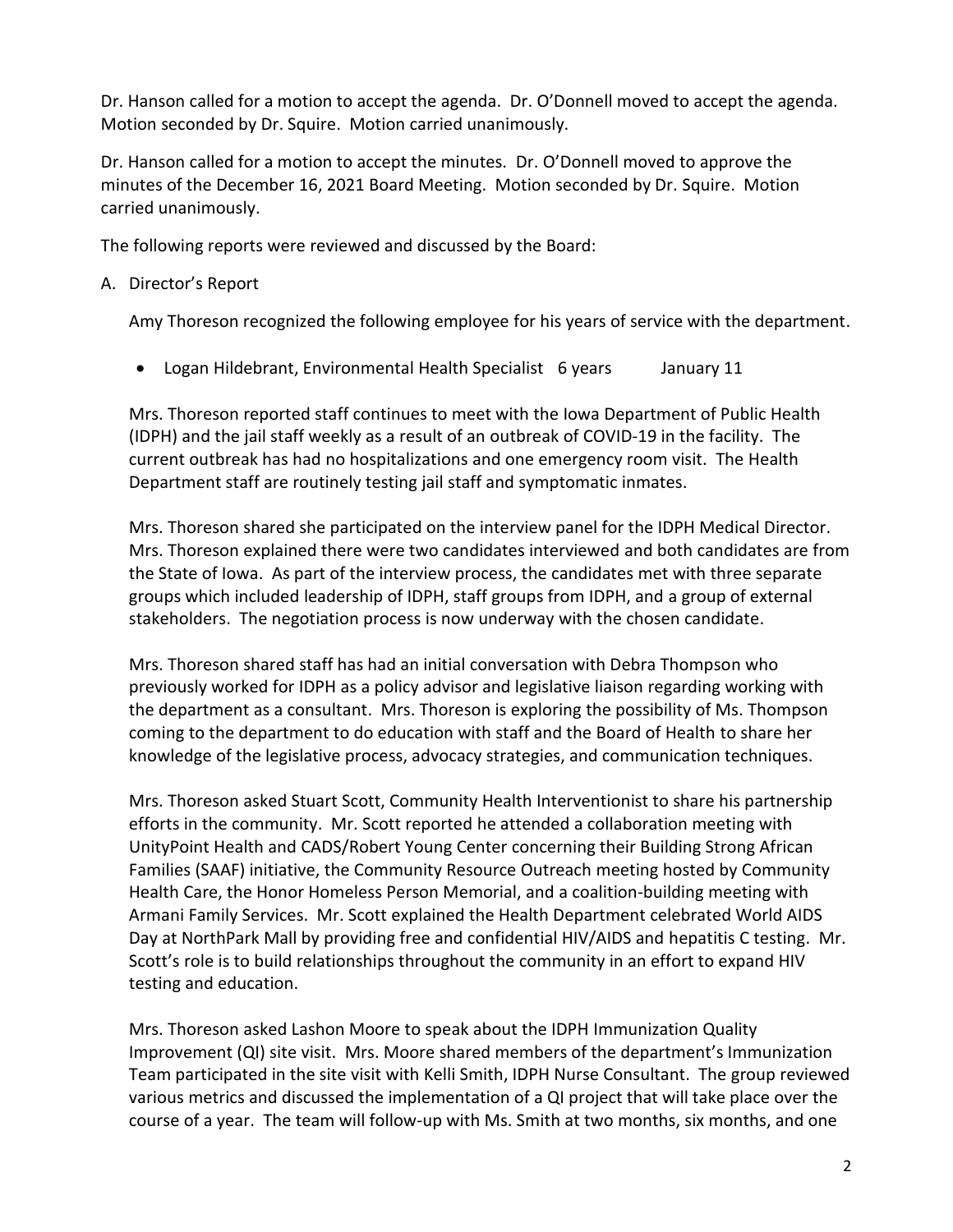Dr. Hanson called for a motion to accept the agenda. Dr. O'Donnell moved to accept the agenda. Motion seconded by Dr. Squire. Motion carried unanimously.

Dr. Hanson called for a motion to accept the minutes. Dr. O'Donnell moved to approve the minutes of the December 16, 2021 Board Meeting. Motion seconded by Dr. Squire. Motion carried unanimously.

The following reports were reviewed and discussed by the Board:

A. Director's Report

   Amy Thoreson recognized the following employee for his years of service with the department.

   - Logan Hildebrant, Environmental Health Specialist 6 years January 11

   Mrs. Thoreson reported staff continues to meet with the Iowa Department of Public Health (IDPH) and the jail staff weekly as a result of an outbreak of COVID-19 in the facility. The current outbreak has had no hospitalizations and one emergency room visit. The Health Department staff are routinely testing jail staff and symptomatic inmates.

   Mrs. Thoreson shared she participated on the interview panel for the IDPH Medical Director. Mrs. Thoreson explained there were two candidates interviewed and both candidates are from the State of Iowa. As part of the interview process, the candidates met with three separate groups which included leadership of IDPH, staff groups from IDPH, and a group of external stakeholders. The negotiation process is now underway with the chosen candidate.

   Mrs. Thoreson shared staff has had an initial conversation with Debra Thompson who previously worked for IDPH as a policy advisor and legislative liaison regarding working with the department as a consultant. Mrs. Thoreson is exploring the possibility of Ms. Thompson coming to the department to do education with staff and the Board of Health to share her knowledge of the legislative process, advocacy strategies, and communication techniques.

   Mrs. Thoreson asked Stuart Scott, Community Health Interventionist to share his partnership efforts in the community. Mr. Scott reported he attended a collaboration meeting with UnityPoint Health and CADS/Robert Young Center concerning their Building Strong African Families (SAAF) initiative, the Community Resource Outreach meeting hosted by Community Health Care, the Honor Homeless Person Memorial, and a coalition-building meeting with Armani Family Services. Mr. Scott explained the Health Department celebrated World AIDS Day at NorthPark Mall by providing free and confidential HIV/AIDS and hepatitis C testing. Mr. Scott's role is to build relationships throughout the community in an effort to expand HIV testing and education.

   Mrs. Thoreson asked Lashon Moore to speak about the IDPH Immunization Quality Improvement (QI) site visit. Mrs. Moore shared members of the department's Immunization Team participated in the site visit with Kelli Smith, IDPH Nurse Consultant. The group reviewed various metrics and discussed the implementation of a QI project that will take place over the course of a year. The team will follow-up with Ms. Smith at two months, six months, and one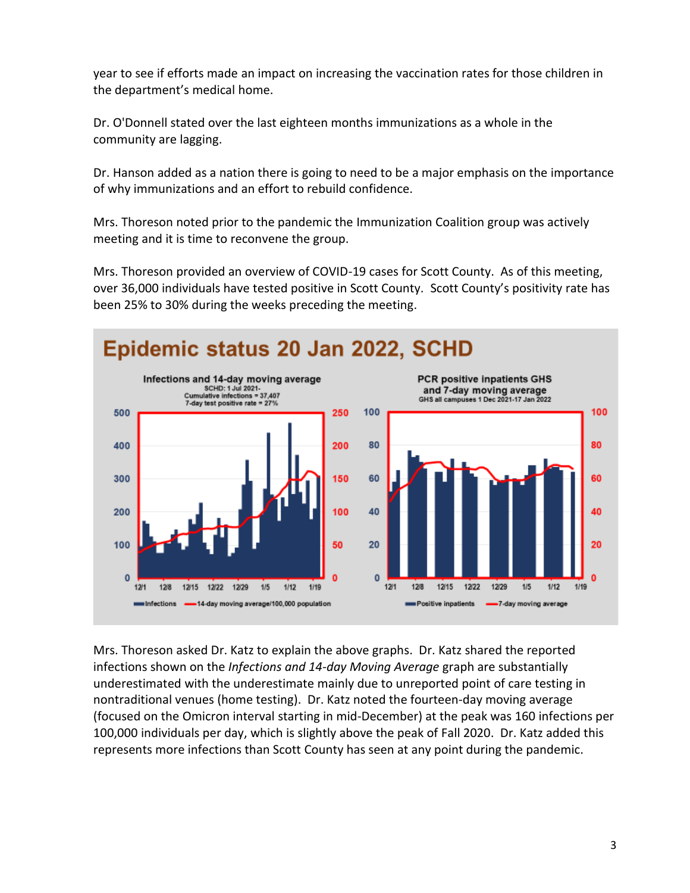year to see if efforts made an impact on increasing the vaccination rates for those children in the department's medical home.

Dr. O'Donnell stated over the last eighteen months immunizations as a whole in the community are lagging.

Dr. Hanson added as a nation there is going to need to be a major emphasis on the importance of why immunizations and an effort to rebuild confidence.

Mrs. Thoreson noted prior to the pandemic the Immunization Coalition group was actively meeting and it is time to reconvene the group.

Mrs. Thoreson provided an overview of COVID-19 cases for Scott County. As of this meeting, over 36,000 individuals have tested positive in Scott County. Scott County's positivity rate has been 25% to 30% during the weeks preceding the meeting.

Mrs. Thoreson asked Dr. Katz to explain the above graphs. Dr. Katz shared the reported infections shown on the *Infections and 14-day Moving Average* graph are substantially underestimated with the underestimate mainly due to unreported point of care testing in nontraditional venues (home testing). Dr. Katz noted the fourteen-day moving average (focused on the Omicron interval starting in mid-December) at the peak was 160 infections per 100,000 individuals per day, which is slightly above the peak of Fall 2020. Dr. Katz added this represents more infections than Scott County has seen at any point during the pandemic.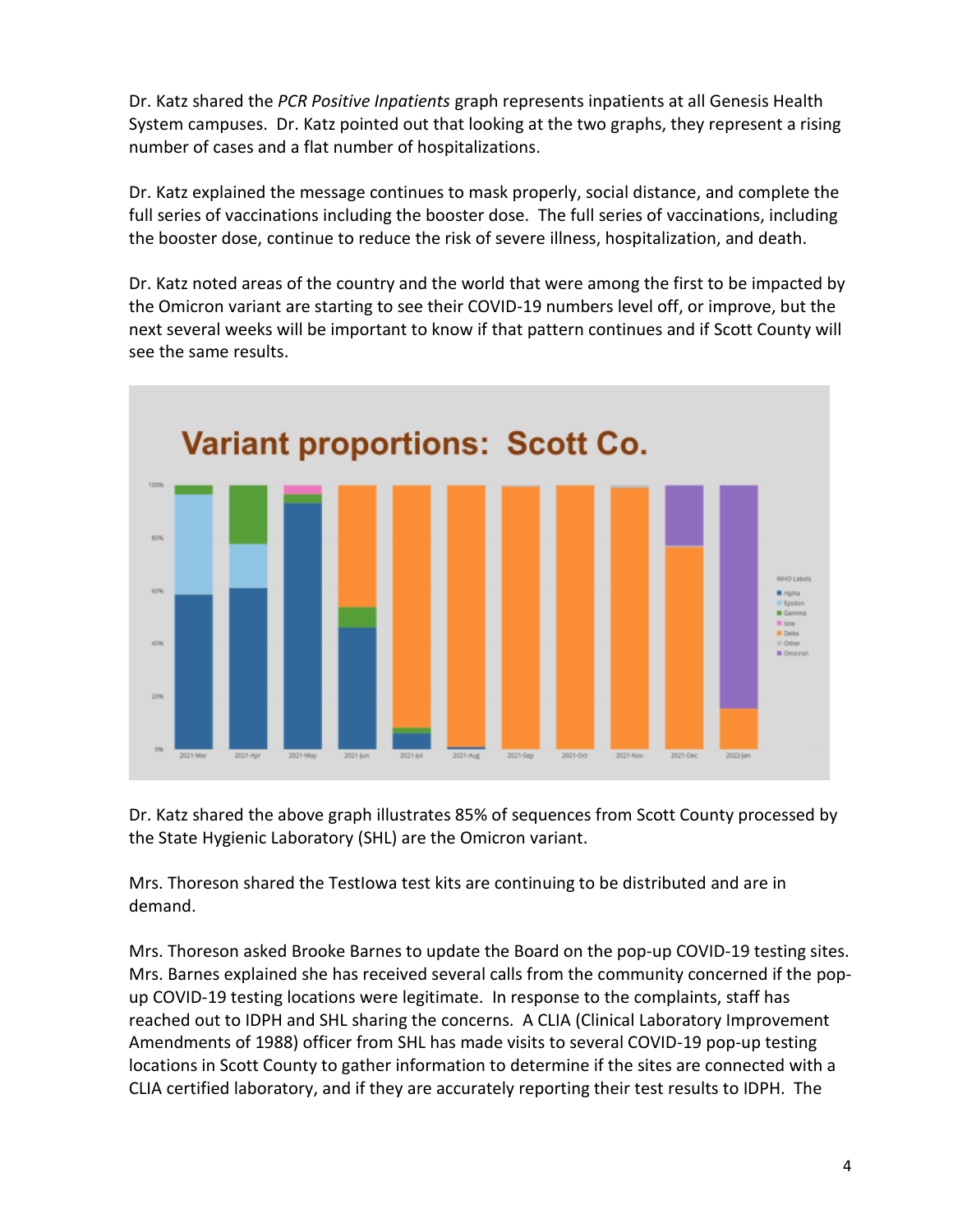Dr. Katz shared the *PCR Positive Inpatients* graph represents inpatients at all Genesis Health System campuses. Dr. Katz pointed out that looking at the two graphs, they represent a rising number of cases and a flat number of hospitalizations.

Dr. Katz explained the message continues to mask properly, social distance, and complete the full series of vaccinations including the booster dose. The full series of vaccinations, including the booster dose, continue to reduce the risk of severe illness, hospitalization, and death.

Dr. Katz noted areas of the country and the world that were among the first to be impacted by the Omicron variant are starting to see their COVID-19 numbers level off, or improve, but the next several weeks will be important to know if that pattern continues and if Scott County will see the same results.

Dr. Katz shared the above graph illustrates 85% of sequences from Scott County processed by the State Hygienic Laboratory (SHL) are the Omicron variant.

Mrs. Thoreson shared the TestIowa test kits are continuing to be distributed and are in demand.

Mrs. Thoreson asked Brooke Barnes to update the Board on the pop-up COVID-19 testing sites. Mrs. Barnes explained she has received several calls from the community concerned if the pop-up COVID-19 testing locations were legitimate. In response to the complaints, staff has reached out to IDPH and SHL sharing the concerns. A CLIA (Clinical Laboratory Improvement Amendments of 1988) officer from SHL has made visits to several COVID-19 pop-up testing locations in Scott County to gather information to determine if the sites are connected with a CLIA certified laboratory, and if they are accurately reporting their test results to IDPH. The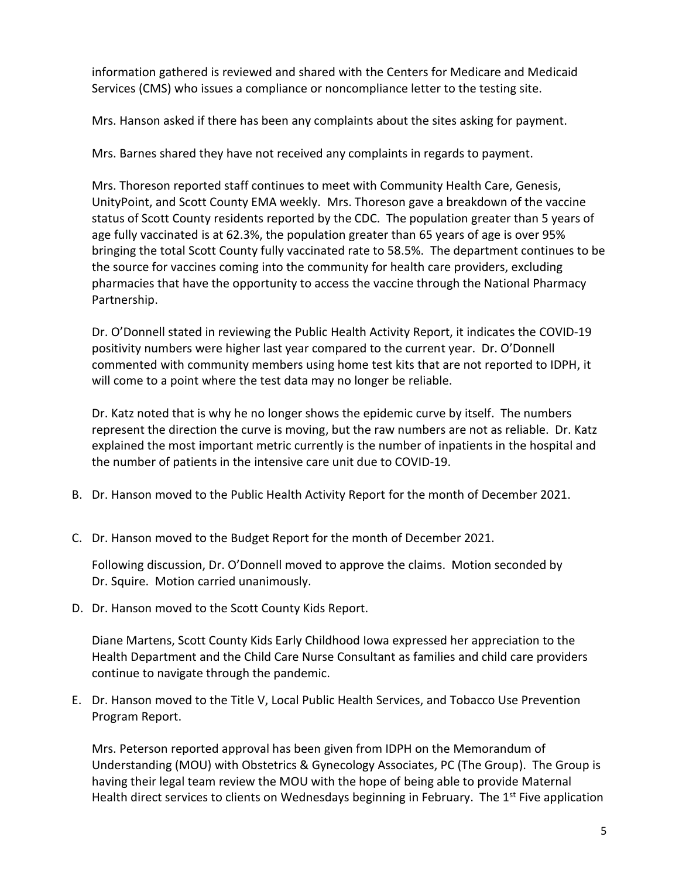information gathered is reviewed and shared with the Centers for Medicare and Medicaid Services (CMS) who issues a compliance or noncompliance letter to the testing site.

Mrs. Hanson asked if there has been any complaints about the sites asking for payment.

Mrs. Barnes shared they have not received any complaints in regards to payment.

Mrs. Thoreson reported staff continues to meet with Community Health Care, Genesis, UnityPoint, and Scott County EMA weekly. Mrs. Thoreson gave a breakdown of the vaccine status of Scott County residents reported by the CDC. The population greater than 5 years of age fully vaccinated is at 62.3%, the population greater than 65 years of age is over 95% bringing the total Scott County fully vaccinated rate to 58.5%. The department continues to be the source for vaccines coming into the community for health care providers, excluding pharmacies that have the opportunity to access the vaccine through the National Pharmacy Partnership.

Dr. O'Donnell stated in reviewing the Public Health Activity Report, it indicates the COVID-19 positivity numbers were higher last year compared to the current year. Dr. O'Donnell commented with community members using home test kits that are not reported to IDPH, it will come to a point where the test data may no longer be reliable.

Dr. Katz noted that is why he no longer shows the epidemic curve by itself. The numbers represent the direction the curve is moving, but the raw numbers are not as reliable. Dr. Katz explained the most important metric currently is the number of inpatients in the hospital and the number of patients in the intensive care unit due to COVID-19.

B. Dr. Hanson moved to the Public Health Activity Report for the month of December 2021.

C. Dr. Hanson moved to the Budget Report for the month of December 2021.

   Following discussion, Dr. O'Donnell moved to approve the claims. Motion seconded by Dr. Squire. Motion carried unanimously.

D. Dr. Hanson moved to the Scott County Kids Report.

   Diane Martens, Scott County Kids Early Childhood Iowa expressed her appreciation to the Health Department and the Child Care Nurse Consultant as families and child care providers continue to navigate through the pandemic.

E. Dr. Hanson moved to the Title V, Local Public Health Services, and Tobacco Use Prevention Program Report.

   Mrs. Peterson reported approval has been given from IDPH on the Memorandum of Understanding (MOU) with Obstetrics & Gynecology Associates, PC (The Group). The Group is having their legal team review the MOU with the hope of being able to provide Maternal Health direct services to clients on Wednesdays beginning in February. The 1st Five application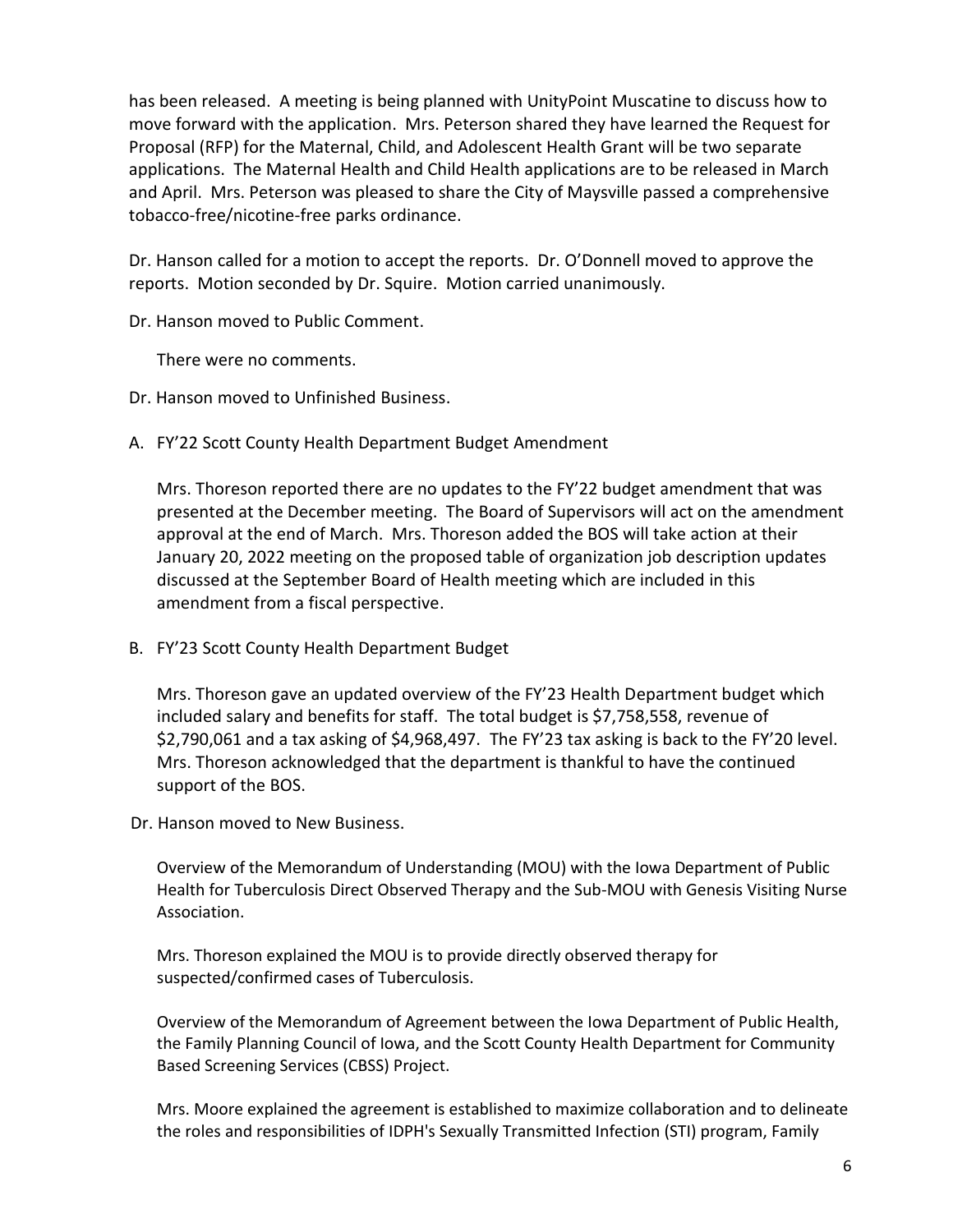has been released. A meeting is being planned with UnityPoint Muscatine to discuss how to move forward with the application. Mrs. Peterson shared they have learned the Request for Proposal (RFP) for the Maternal, Child, and Adolescent Health Grant will be two separate applications. The Maternal Health and Child Health applications are to be released in March and April. Mrs. Peterson was pleased to share the City of Maysville passed a comprehensive tobacco-free/nicotine-free parks ordinance.

Dr. Hanson called for a motion to accept the reports. Dr. O'Donnell moved to approve the reports. Motion seconded by Dr. Squire. Motion carried unanimously.

Dr. Hanson moved to Public Comment.

There were no comments.

Dr. Hanson moved to Unfinished Business.

A. FY'22 Scott County Health Department Budget Amendment

   Mrs. Thoreson reported there are no updates to the FY'22 budget amendment that was presented at the December meeting. The Board of Supervisors will act on the amendment approval at the end of March. Mrs. Thoreson added the BOS will take action at their January 20, 2022 meeting on the proposed table of organization job description updates discussed at the September Board of Health meeting which are included in this amendment from a fiscal perspective.

B. FY'23 Scott County Health Department Budget

   Mrs. Thoreson gave an updated overview of the FY'23 Health Department budget which included salary and benefits for staff. The total budget is $7,758,558, revenue of $2,790,061 and a tax asking of $4,968,497. The FY'23 tax asking is back to the FY'20 level. Mrs. Thoreson acknowledged that the department is thankful to have the continued support of the BOS.

Dr. Hanson moved to New Business.

Overview of the Memorandum of Understanding (MOU) with the Iowa Department of Public Health for Tuberculosis Direct Observed Therapy and the Sub-MOU with Genesis Visiting Nurse Association.

Mrs. Thoreson explained the MOU is to provide directly observed therapy for suspected/confirmed cases of Tuberculosis.

Overview of the Memorandum of Agreement between the Iowa Department of Public Health, the Family Planning Council of Iowa, and the Scott County Health Department for Community Based Screening Services (CBSS) Project.

Mrs. Moore explained the agreement is established to maximize collaboration and to delineate the roles and responsibilities of IDPH's Sexually Transmitted Infection (STI) program, Family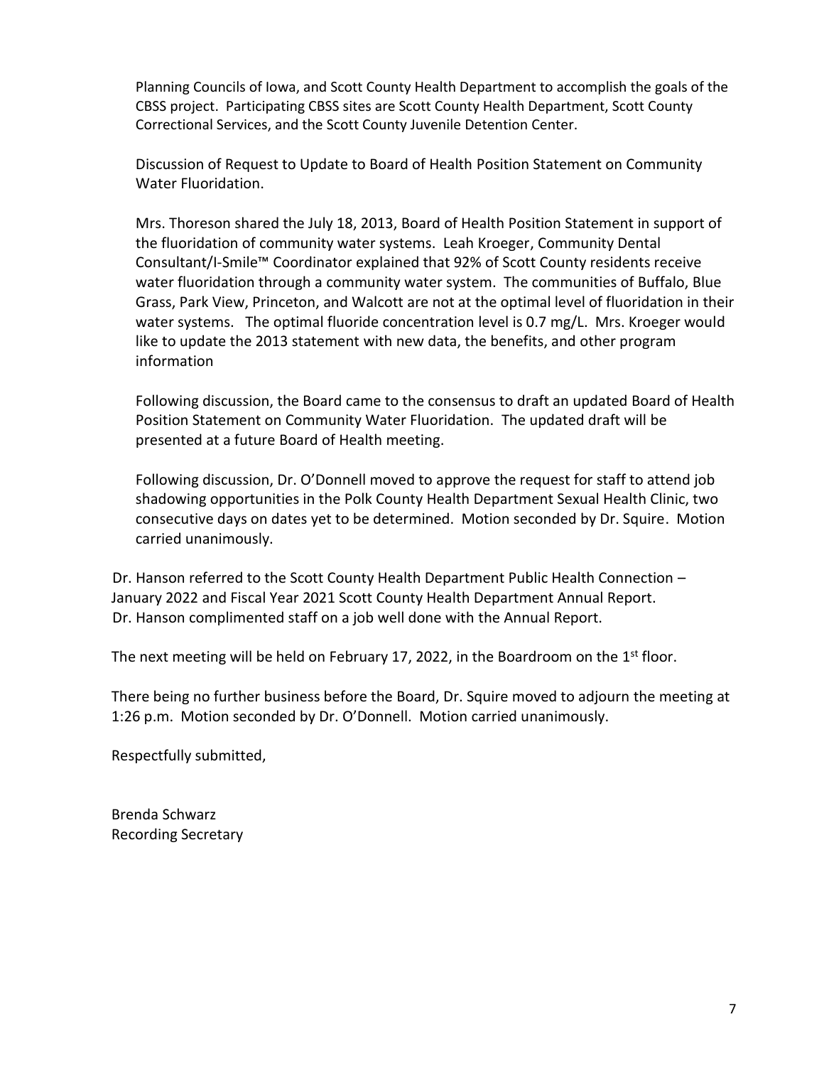Planning Councils of Iowa, and Scott County Health Department to accomplish the goals of the CBSS project. Participating CBSS sites are Scott County Health Department, Scott County Correctional Services, and the Scott County Juvenile Detention Center.

Discussion of Request to Update to Board of Health Position Statement on Community Water Fluoridation.

Mrs. Thoreson shared the July 18, 2013, Board of Health Position Statement in support of the fluoridation of community water systems. Leah Kroeger, Community Dental Consultant/I-Smile™ Coordinator explained that 92% of Scott County residents receive water fluoridation through a community water system. The communities of Buffalo, Blue Grass, Park View, Princeton, and Walcott are not at the optimal level of fluoridation in their water systems. The optimal fluoride concentration level is 0.7 mg/L. Mrs. Kroeger would like to update the 2013 statement with new data, the benefits, and other program information

Following discussion, the Board came to the consensus to draft an updated Board of Health Position Statement on Community Water Fluoridation. The updated draft will be presented at a future Board of Health meeting.

Following discussion, Dr. O'Donnell moved to approve the request for staff to attend job shadowing opportunities in the Polk County Health Department Sexual Health Clinic, two consecutive days on dates yet to be determined. Motion seconded by Dr. Squire. Motion carried unanimously.

Dr. Hanson referred to the Scott County Health Department Public Health Connection – January 2022 and Fiscal Year 2021 Scott County Health Department Annual Report. Dr. Hanson complimented staff on a job well done with the Annual Report.

The next meeting will be held on February 17, 2022, in the Boardroom on the 1st floor.

There being no further business before the Board, Dr. Squire moved to adjourn the meeting at 1:26 p.m. Motion seconded by Dr. O'Donnell. Motion carried unanimously.

Respectfully submitted,

Brenda Schwarz
Recording Secretary